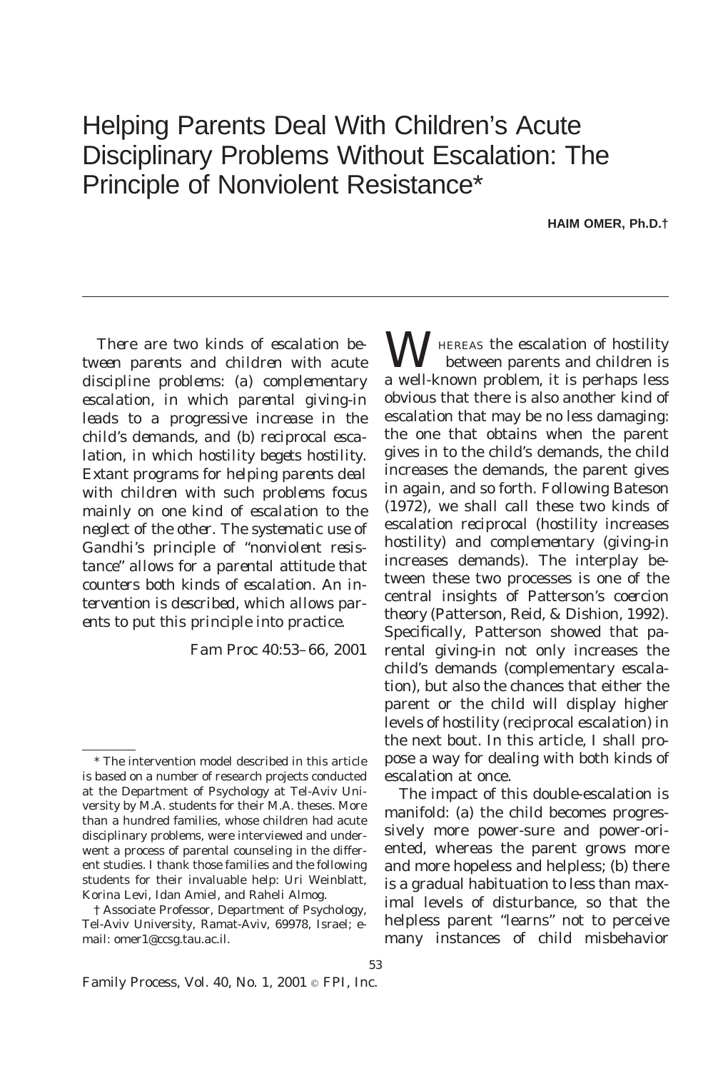# Helping Parents Deal With Children's Acute Disciplinary Problems Without Escalation: The Principle of Nonviolent Resistance*

**HAIM OMER, Ph.D.†**

*There are two kinds of escalation between parents and children with acute discipline problems: (a) complementary escalation, in which parental giving-in leads to a progressive increase in the child's demands, and (b) reciprocal escalation, in which hostility begets hostility. Extant programs for helping parents deal with children with such problems focus mainly on one kind of escalation to the neglect of the other. The systematic use of Gandhi's principle of "nonviolent resistance" allows for a parental attitude that counters both kinds of escalation. An intervention is described, which allows parents to put this principle into practice.*

*Fam Proc 40:53–66, 2001*

WHEREAS the escalation of hostility between parents and children is a well-known problem, it is perhaps less obvious that there is also another kind of escalation that may be no less damaging: the one that obtains when the parent gives in to the child's demands, the child increases the demands, the parent gives in again, and so forth. Following Bateson (1972), we shall call these two kinds of escalation *reciprocal* (hostility increases hostility) and *complementary* (giving-in increases demands). The interplay between these two processes is one of the central insights of Patterson's coercion theory (Patterson, Reid, & Dishion, 1992). Specifically, Patterson showed that parental giving-in not only increases the child's demands (complementary escalation), but also the chances that either the parent or the child will display higher levels of hostility (reciprocal escalation) in the next bout. In this article, I shall propose a way for dealing with both kinds of escalation at once.

The impact of this double-escalation is manifold: (a) the child becomes progressively more power-sure and power-oriented, whereas the parent grows more and more hopeless and helpless; (b) there is a gradual habituation to less than maximal levels of disturbance, so that the helpless parent "learns" not to perceive many instances of child misbehavior

---

\* The intervention model described in this article is based on a number of research projects conducted at the Department of Psychology at Tel-Aviv University by M.A. students for their M.A. theses. More than a hundred families, whose children had acute disciplinary problems, were interviewed and underwent a process of parental counseling in the different studies. I thank those families and the following students for their invaluable help: Uri Weinblatt, Korina Levi, Idan Amiel, and Raheli Almog.

† Associate Professor, Department of Psychology, Tel-Aviv University, Ramat-Aviv, 69978, Israel; e-mail: omer1@ccsg.tau.ac.il.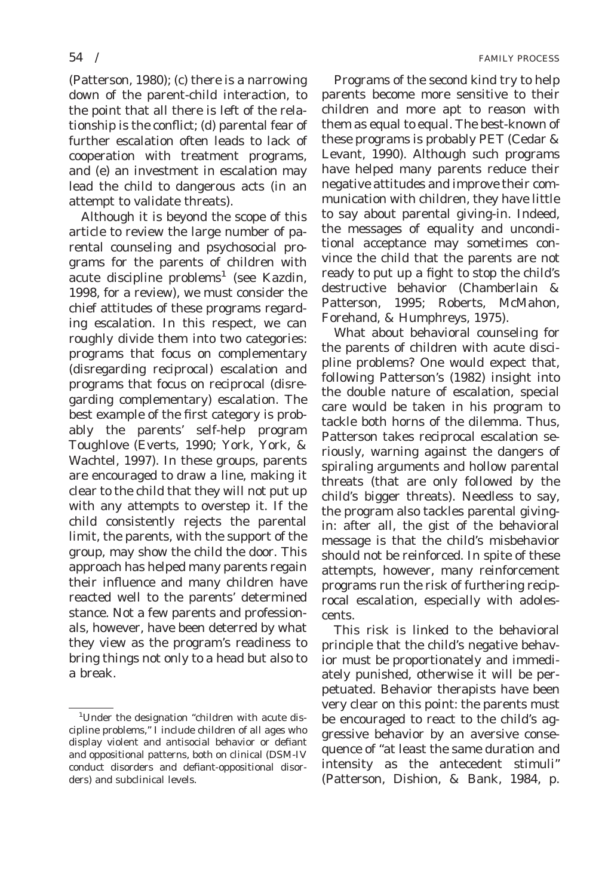(Patterson, 1980); (c) there is a narrowing down of the parent-child interaction, to the point that all there is left of the relationship is the conflict; (d) parental fear of further escalation often leads to lack of cooperation with treatment programs, and (e) an investment in escalation may lead the child to dangerous acts (in an attempt to validate threats).

Although it is beyond the scope of this article to review the large number of parental counseling and psychosocial programs for the parents of children with acute discipline problems[1] (see Kazdin, 1998, for a review), we must consider the chief attitudes of these programs regarding escalation. In this respect, we can roughly divide them into two categories: programs that focus on complementary (disregarding reciprocal) escalation and programs that focus on reciprocal (disregarding complementary) escalation. The best example of the first category is probably the parents' self-help program Toughlove (Everts, 1990; York, York, & Wachtel, 1997). In these groups, parents are encouraged to draw a line, making it clear to the child that they will not put up with any attempts to overstep it. If the child consistently rejects the parental limit, the parents, with the support of the group, may show the child the door. This approach has helped many parents regain their influence and many children have reacted well to the parents' determined stance. Not a few parents and professionals, however, have been deterred by what they view as the program's readiness to bring things not only to a head but also to a break.

Programs of the second kind try to help parents become more sensitive to their children and more apt to reason with them as equal to equal. The best-known of these programs is probably PET (Cedar & Levant, 1990). Although such programs have helped many parents reduce their negative attitudes and improve their communication with children, they have little to say about parental giving-in. Indeed, the messages of equality and unconditional acceptance may sometimes convince the child that the parents are not ready to put up a fight to stop the child's destructive behavior (Chamberlain & Patterson, 1995; Roberts, McMahon, Forehand, & Humphreys, 1975).

What about behavioral counseling for the parents of children with acute discipline problems? One would expect that, following Patterson's (1982) insight into the double nature of escalation, special care would be taken in his program to tackle both horns of the dilemma. Thus, Patterson takes reciprocal escalation seriously, warning against the dangers of spiraling arguments and hollow parental threats (that are only followed by the child's bigger threats). Needless to say, the program also tackles parental giving-in: after all, the gist of the behavioral message is that the child's misbehavior should not be reinforced. In spite of these attempts, however, many reinforcement programs run the risk of furthering reciprocal escalation, especially with adolescents.

This risk is linked to the behavioral principle that the child's negative behavior must be proportionately and immediately punished, otherwise it will be perpetuated. Behavior therapists have been very clear on this point: the parents must be encouraged to react to the child's aggressive behavior by an aversive consequence of "at least the same duration and intensity as the antecedent stimuli" (Patterson, Dishion, & Bank, 1984, p.

[1]Under the designation "children with acute discipline problems," I include children of all ages who display violent and antisocial behavior or defiant and oppositional patterns, both on clinical (DSM-IV conduct disorders and defiant-oppositional disorders) and subclinical levels.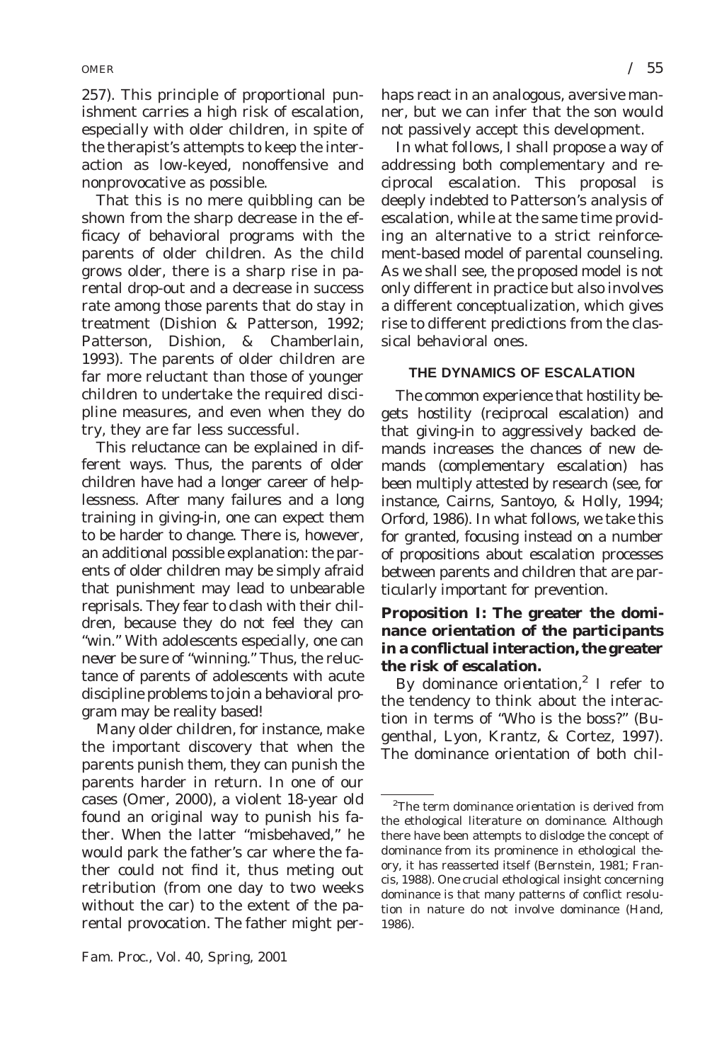257). This principle of proportional punishment carries a high risk of escalation, especially with older children, in spite of the therapist's attempts to keep the interaction as low-keyed, nonoffensive and nonprovocative as possible.

That this is no mere quibbling can be shown from the sharp decrease in the efficacy of behavioral programs with the parents of older children. As the child grows older, there is a sharp rise in parental drop-out and a decrease in success rate among those parents that do stay in treatment (Dishion & Patterson, 1992; Patterson, Dishion, & Chamberlain, 1993). The parents of older children are far more reluctant than those of younger children to undertake the required discipline measures, and even when they do try, they are far less successful.

This reluctance can be explained in different ways. Thus, the parents of older children have had a longer career of helplessness. After many failures and a long training in giving-in, one can expect them to be harder to change. There is, however, an additional possible explanation: the parents of older children may be simply afraid that punishment may lead to unbearable reprisals. They fear to clash with their children, because they do not feel they can "win." With adolescents especially, one can never be sure of "winning." Thus, the reluctance of parents of adolescents with acute discipline problems to join a behavioral program may be reality based!

Many older children, for instance, make the important discovery that when the parents punish them, they can punish the parents harder in return. In one of our cases (Omer, 2000), a violent 18-year old found an original way to punish his father. When the latter "misbehaved," he would park the father's car where the father could not find it, thus meting out retribution (from one day to two weeks without the car) to the extent of the parental provocation. The father might perhaps react in an analogous, aversive manner, but we can infer that the son would not passively accept this development.

In what follows, I shall propose a way of addressing both complementary and reciprocal escalation. This proposal is deeply indebted to Patterson's analysis of escalation, while at the same time providing an alternative to a strict reinforcement-based model of parental counseling. As we shall see, the proposed model is not only different in practice but also involves a different conceptualization, which gives rise to different predictions from the classical behavioral ones.

## THE DYNAMICS OF ESCALATION

The common experience that hostility begets hostility (reciprocal escalation) and that giving-in to aggressively backed demands increases the chances of new demands (complementary escalation) has been multiply attested by research (see, for instance, Cairns, Santoyo, & Holly, 1994; Orford, 1986). In what follows, we take this for granted, focusing instead on a number of propositions about escalation processes between parents and children that are particularly important for prevention.

### Proposition I: The greater the dominance orientation of the participants in a conflictual interaction, the greater the risk of escalation.

By *dominance orientation*,[2] I refer to the tendency to think about the interaction in terms of "Who is the boss?" (Bugenthal, Lyon, Krantz, & Cortez, 1997). The dominance orientation of both chil-

[2]The term *dominance orientation* is derived from the ethological literature on dominance. Although there have been attempts to dislodge the concept of dominance from its prominence in ethological theory, it has reasserted itself (Bernstein, 1981; Francis, 1988). One crucial ethological insight concerning dominance is that many patterns of conflict resolution in nature do not involve dominance (Hand, 1986).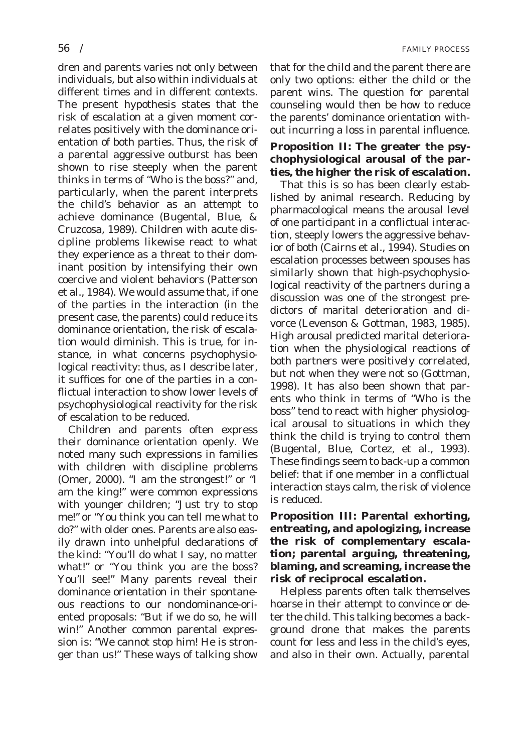dren and parents varies not only between individuals, but also within individuals at different times and in different contexts. The present hypothesis states that the risk of escalation at a given moment correlates positively with the dominance orientation of both parties. Thus, the risk of a parental aggressive outburst has been shown to rise steeply when the parent thinks in terms of "Who is the boss?" and, particularly, when the parent interprets the child's behavior as an attempt to achieve dominance (Bugental, Blue, & Cruzcosa, 1989). Children with acute discipline problems likewise react to what they experience as a threat to their dominant position by intensifying their own coercive and violent behaviors (Patterson et al., 1984). We would assume that, if one of the parties in the interaction (in the present case, the parents) could reduce its dominance orientation, the risk of escalation would diminish. This is true, for instance, in what concerns psychophysiological reactivity: thus, as I describe later, it suffices for one of the parties in a conflictual interaction to show lower levels of psychophysiological reactivity for the risk of escalation to be reduced.

Children and parents often express their dominance orientation openly. We noted many such expressions in families with children with discipline problems (Omer, 2000). "I am the strongest!" or "I am the king!" were common expressions with younger children; "Just try to stop me!" or "You think you can tell me what to do?" with older ones. Parents are also easily drawn into unhelpful declarations of the kind: "You'll do what I say, no matter what!" or "You think you are the boss? You'll see!" Many parents reveal their dominance orientation in their spontaneous reactions to our nondominance-oriented proposals: "But if we do so, he will win!" Another common parental expression is: "We cannot stop him! He is stronger than us!" These ways of talking show that for the child and the parent there are only two options: either the child or the parent wins. The question for parental counseling would then be how to reduce the parents' dominance orientation without incurring a loss in parental influence.

**Proposition II: The greater the psychophysiological arousal of the parties, the higher the risk of escalation.**

That this is so has been clearly established by animal research. Reducing by pharmacological means the arousal level of one participant in a conflictual interaction, steeply lowers the aggressive behavior of both (Cairns et al., 1994). Studies on escalation processes between spouses has similarly shown that high-psychophysiological reactivity of the partners during a discussion was one of the strongest predictors of marital deterioration and divorce (Levenson & Gottman, 1983, 1985). High arousal predicted marital deterioration when the physiological reactions of both partners were positively correlated, but not when they were not so (Gottman, 1998). It has also been shown that parents who think in terms of "Who is the boss" tend to react with higher physiological arousal to situations in which they think the child is trying to control them (Bugental, Blue, Cortez, et al., 1993). These findings seem to back-up a common belief: that if one member in a conflictual interaction stays calm, the risk of violence is reduced.

**Proposition III: Parental exhorting, entreating, and apologizing, increase the risk of complementary escalation; parental arguing, threatening, blaming, and screaming, increase the risk of reciprocal escalation.**

Helpless parents often talk themselves hoarse in their attempt to convince or deter the child. This talking becomes a background drone that makes the parents count for less and less in the child's eyes, and also in their own. Actually, parental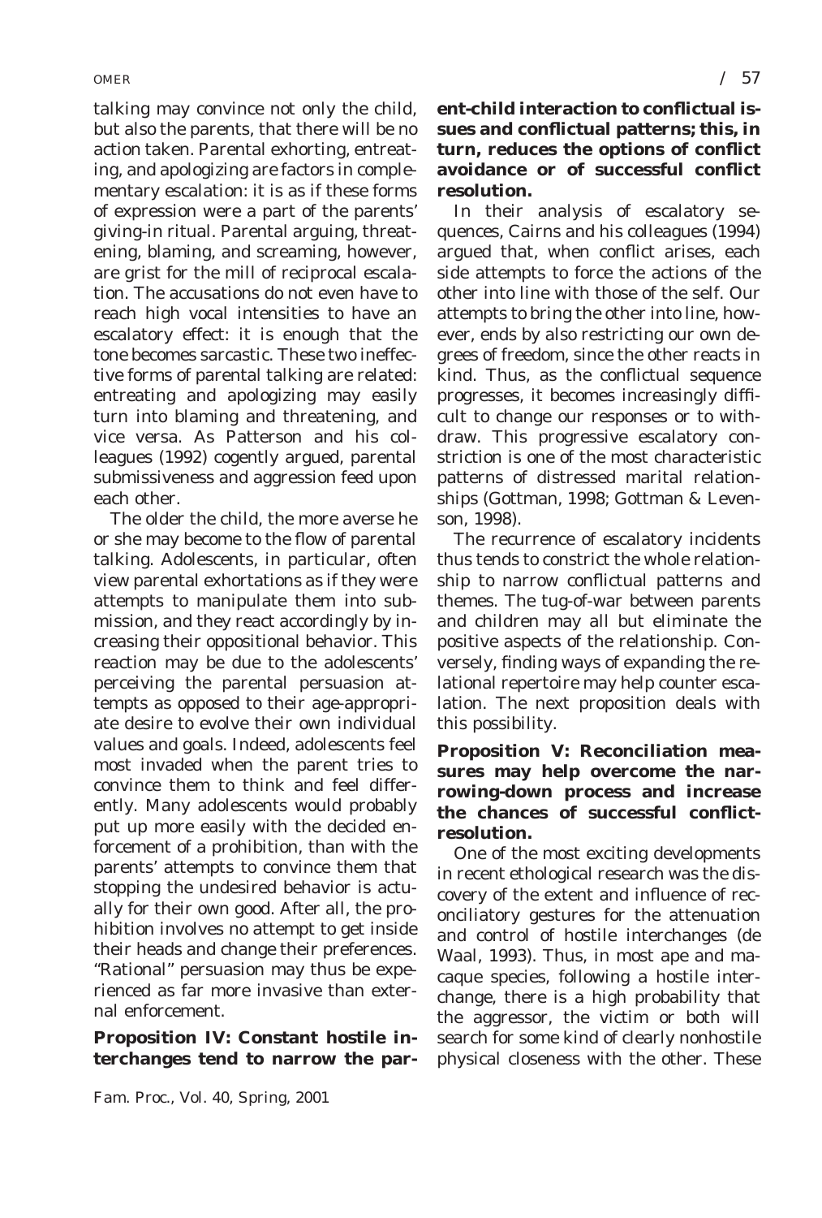talking may convince not only the child, but also the parents, that there will be no action taken. Parental exhorting, entreating, and apologizing are factors in complementary escalation: it is as if these forms of expression were a part of the parents' giving-in ritual. Parental arguing, threatening, blaming, and screaming, however, are grist for the mill of reciprocal escalation. The accusations do not even have to reach high vocal intensities to have an escalatory effect: it is enough that the tone becomes sarcastic. These two ineffective forms of parental talking are related: entreating and apologizing may easily turn into blaming and threatening, and vice versa. As Patterson and his colleagues (1992) cogently argued, parental submissiveness and aggression feed upon each other.

The older the child, the more averse he or she may become to the flow of parental talking. Adolescents, in particular, often view parental exhortations as if they were attempts to manipulate them into submission, and they react accordingly by increasing their oppositional behavior. This reaction may be due to the adolescents' perceiving the parental persuasion attempts as opposed to their age-appropriate desire to evolve their own individual values and goals. Indeed, adolescents feel most invaded when the parent tries to convince them to think and feel differently. Many adolescents would probably put up more easily with the decided enforcement of a prohibition, than with the parents' attempts to convince them that stopping the undesired behavior is actually for their own good. After all, the prohibition involves no attempt to get inside their heads and change their preferences. "Rational" persuasion may thus be experienced as far more invasive than external enforcement.

**Proposition IV: Constant hostile interchanges tend to narrow the parent-child interaction to conflictual issues and conflictual patterns; this, in turn, reduces the options of conflict avoidance or of successful conflict resolution.**

In their analysis of escalatory sequences, Cairns and his colleagues (1994) argued that, when conflict arises, each side attempts to force the actions of the other into line with those of the self. Our attempts to bring the other into line, however, ends by also restricting our own degrees of freedom, since the other reacts in kind. Thus, as the conflictual sequence progresses, it becomes increasingly difficult to change our responses or to withdraw. This progressive escalatory constriction is one of the most characteristic patterns of distressed marital relationships (Gottman, 1998; Gottman & Levenson, 1998).

The recurrence of escalatory incidents thus tends to constrict the whole relationship to narrow conflictual patterns and themes. The tug-of-war between parents and children may all but eliminate the positive aspects of the relationship. Conversely, finding ways of expanding the relational repertoire may help counter escalation. The next proposition deals with this possibility.

**Proposition V: Reconciliation measures may help overcome the narrowing-down process and increase the chances of successful conflict-resolution.**

One of the most exciting developments in recent ethological research was the discovery of the extent and influence of reconciliatory gestures for the attenuation and control of hostile interchanges (de Waal, 1993). Thus, in most ape and macaque species, following a hostile interchange, there is a high probability that the aggressor, the victim or both will search for some kind of clearly nonhostile physical closeness with the other. These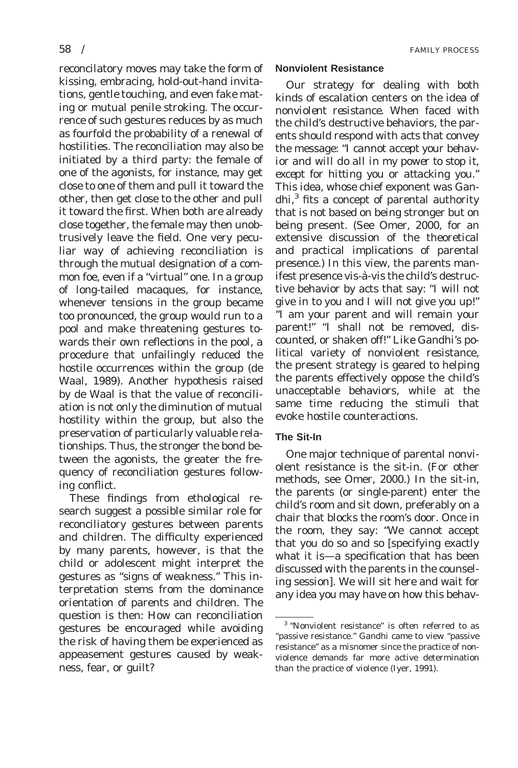reconcilatory moves may take the form of kissing, embracing, hold-out-hand invitations, gentle touching, and even fake mating or mutual penile stroking. The occurrence of such gestures reduces by as much as fourfold the probability of a renewal of hostilities. The reconciliation may also be initiated by a third party: the female of one of the agonists, for instance, may get close to one of them and pull it toward the other, then get close to the other and pull it toward the first. When both are already close together, the female may then unobtrusively leave the field. One very peculiar way of achieving reconciliation is through the mutual designation of a common foe, even if a "virtual" one. In a group of long-tailed macaques, for instance, whenever tensions in the group became too pronounced, the group would run to a pool and make threatening gestures towards their own reflections in the pool, a procedure that unfailingly reduced the hostile occurrences within the group (de Waal, 1989). Another hypothesis raised by de Waal is that the value of reconciliation is not only the diminution of mutual hostility within the group, but also the preservation of particularly valuable relationships. Thus, the stronger the bond between the agonists, the greater the frequency of reconciliation gestures following conflict.

These findings from ethological research suggest a possible similar role for reconciliatory gestures between parents and children. The difficulty experienced by many parents, however, is that the child or adolescent might interpret the gestures as "signs of weakness." This interpretation stems from the dominance orientation of parents and children. The question is then: How can reconciliation gestures be encouraged while avoiding the risk of having them be experienced as appeasement gestures caused by weakness, fear, or guilt?

### Nonviolent Resistance

Our strategy for dealing with both kinds of escalation centers on the idea of *nonviolent resistance.* When faced with the child's destructive behaviors, the parents should respond with acts that convey the message: "*I cannot accept your behavior and will do all in my power to stop it, except for hitting you or attacking you.*" This idea, whose chief exponent was Gandhi,[3] fits a concept of parental authority that is not based on being stronger but on being present. (See Omer, 2000, for an extensive discussion of the theoretical and practical implications of parental presence.) In this view, the parents manifest presence vis-à-vis the child's destructive behavior by acts that say: "I will not give in to you and I will not give you up!" "I am your parent and will remain your parent!" "I shall not be removed, discounted, or shaken off!" Like Gandhi's political variety of nonviolent resistance, the present strategy is geared to helping the parents effectively oppose the child's unacceptable behaviors, while at the same time reducing the stimuli that evoke hostile counteractions.

### The Sit-In

One major technique of parental nonviolent resistance is the sit-in. (For other methods, see Omer, 2000.) In the sit-in, the parents (or single-parent) enter the child's room and sit down, preferably on a chair that blocks the room's door. Once in the room, they say: "We cannot accept that you do so and so [specifying exactly what it is—a specification that has been discussed with the parents in the counseling session]. We will sit here and wait for any idea you may have on how this behav-

[3] "Nonviolent resistance" is often referred to as "passive resistance." Gandhi came to view "passive resistance" as a misnomer since the practice of nonviolence demands far more active determination than the practice of violence (Iyer, 1991).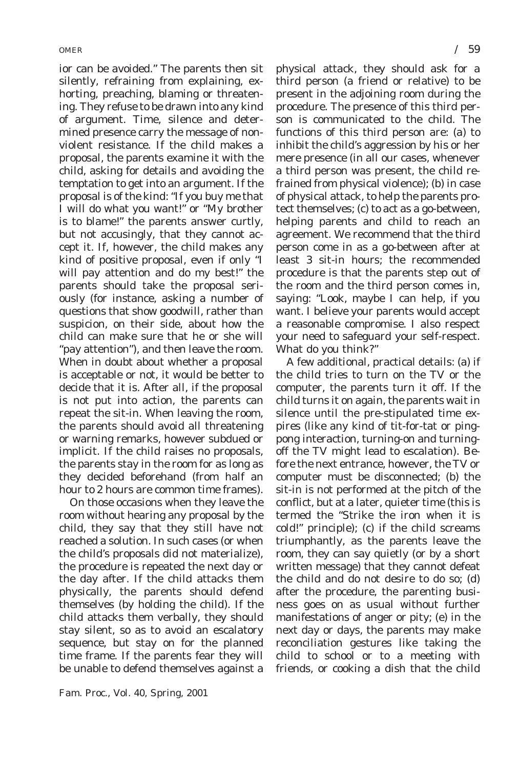ior can be avoided." The parents then sit silently, refraining from explaining, exhorting, preaching, blaming or threatening. They refuse to be drawn into any kind of argument. Time, silence and determined presence carry the message of nonviolent resistance. If the child makes a proposal, the parents examine it with the child, asking for details and avoiding the temptation to get into an argument. If the proposal is of the kind: "If you buy me that I will do what you want!" or "My brother is to blame!" the parents answer curtly, but not accusingly, that they cannot accept it. If, however, the child makes any kind of positive proposal, even if only "I will pay attention and do my best!" the parents should take the proposal seriously (for instance, asking a number of questions that show goodwill, rather than suspicion, on their side, about how the child can make sure that he or she will "pay attention"), and then leave the room. When in doubt about whether a proposal is acceptable or not, it would be better to decide that it is. After all, if the proposal is not put into action, the parents can repeat the sit-in. When leaving the room, the parents should avoid all threatening or warning remarks, however subdued or implicit. If the child raises no proposals, the parents stay in the room for as long as they decided beforehand (from half an hour to 2 hours are common time frames).

On those occasions when they leave the room without hearing any proposal by the child, they say that they still have not reached a solution. In such cases (or when the child's proposals did not materialize), the procedure is repeated the next day or the day after. If the child attacks them physically, the parents should defend themselves (by holding the child). If the child attacks them verbally, they should stay silent, so as to avoid an escalatory sequence, but stay on for the planned time frame. If the parents fear they will be unable to defend themselves against a physical attack, they should ask for a third person (a friend or relative) to be present in the adjoining room during the procedure. The presence of this third person is communicated to the child. The functions of this third person are: (a) to inhibit the child's aggression by his or her mere presence (in all our cases, whenever a third person was present, the child refrained from physical violence); (b) in case of physical attack, to help the parents protect themselves; (c) to act as a go-between, helping parents and child to reach an agreement. We recommend that the third person come in as a go-between after at least 3 sit-in hours; the recommended procedure is that the parents step out of the room and the third person comes in, saying: "Look, maybe I can help, if you want. I believe your parents would accept a reasonable compromise. I also respect your need to safeguard your self-respect. What do you think?"

A few additional, practical details: (a) if the child tries to turn on the TV or the computer, the parents turn it off. If the child turns it on again, the parents wait in silence until the pre-stipulated time expires (like any kind of tit-for-tat or ping-pong interaction, turning-on and turning-off the TV might lead to escalation). Before the next entrance, however, the TV or computer must be disconnected; (b) the sit-in is not performed at the pitch of the conflict, but at a later, quieter time (this is termed the "Strike the iron when it is cold!" principle); (c) if the child screams triumphantly, as the parents leave the room, they can say quietly (or by a short written message) that they cannot defeat the child and do not desire to do so; (d) after the procedure, the parenting business goes on as usual without further manifestations of anger or pity; (e) in the next day or days, the parents may make reconciliation gestures like taking the child to school or to a meeting with friends, or cooking a dish that the child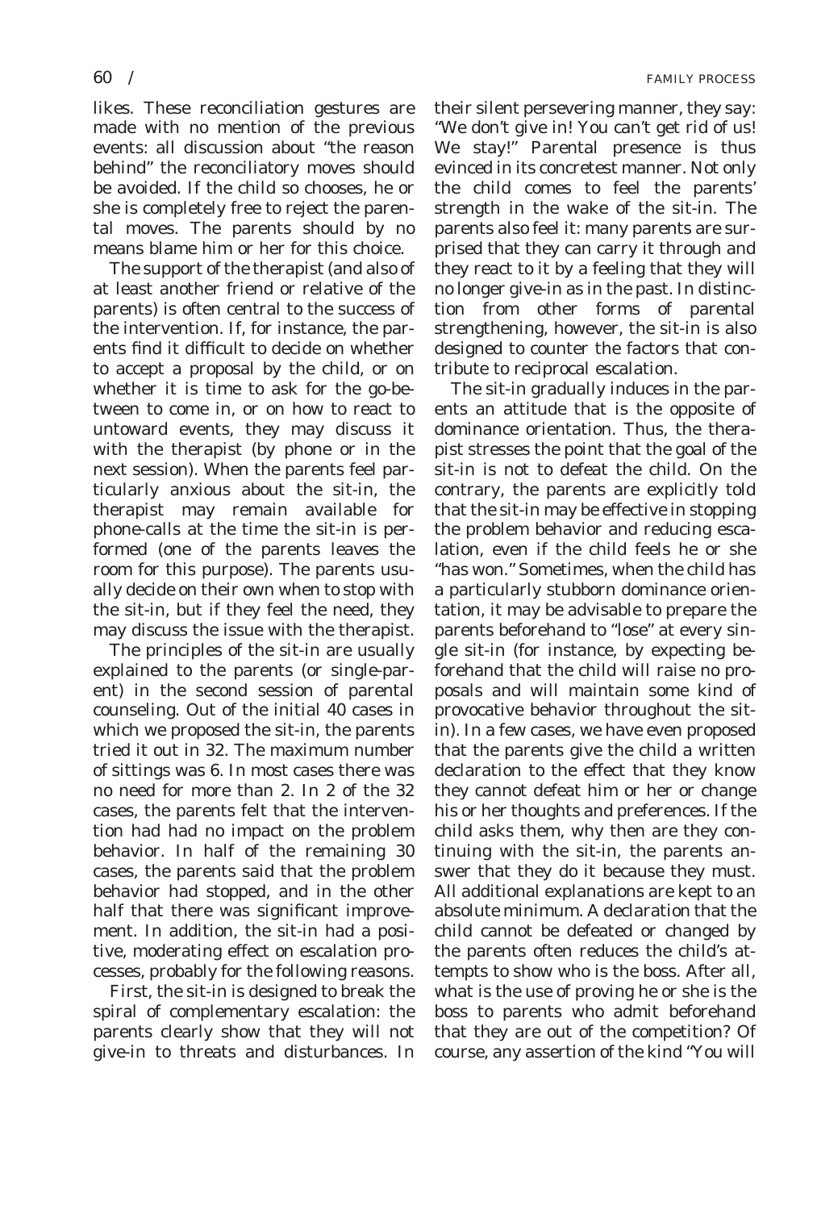likes. These reconciliation gestures are made with no mention of the previous events: all discussion about "the reason behind" the reconciliatory moves should be avoided. If the child so chooses, he or she is completely free to reject the parental moves. The parents should by no means blame him or her for this choice.

The support of the therapist (and also of at least another friend or relative of the parents) is often central to the success of the intervention. If, for instance, the parents find it difficult to decide on whether to accept a proposal by the child, or on whether it is time to ask for the go-between to come in, or on how to react to untoward events, they may discuss it with the therapist (by phone or in the next session). When the parents feel particularly anxious about the sit-in, the therapist may remain available for phone-calls at the time the sit-in is performed (one of the parents leaves the room for this purpose). The parents usually decide on their own when to stop with the sit-in, but if they feel the need, they may discuss the issue with the therapist.

The principles of the sit-in are usually explained to the parents (or single-parent) in the second session of parental counseling. Out of the initial 40 cases in which we proposed the sit-in, the parents tried it out in 32. The maximum number of sittings was 6. In most cases there was no need for more than 2. In 2 of the 32 cases, the parents felt that the intervention had had no impact on the problem behavior. In half of the remaining 30 cases, the parents said that the problem behavior had stopped, and in the other half that there was significant improvement. In addition, the sit-in had a positive, moderating effect on escalation processes, probably for the following reasons.

First, the sit-in is designed to break the spiral of complementary escalation: the parents clearly show that they will not give-in to threats and disturbances. In their silent persevering manner, they say: "We don't give in! You can't get rid of us! We stay!" Parental presence is thus evinced in its concretest manner. Not only the child comes to feel the parents' strength in the wake of the sit-in. The parents also feel it: many parents are surprised that they can carry it through and they react to it by a feeling that they will no longer give-in as in the past. In distinction from other forms of parental strengthening, however, the sit-in is also designed to counter the factors that contribute to reciprocal escalation.

The sit-in gradually induces in the parents an attitude that is the opposite of dominance orientation. Thus, the therapist stresses the point that the goal of the sit-in is not to defeat the child. On the contrary, the parents are explicitly told that the sit-in may be effective in stopping the problem behavior and reducing escalation, even if the child feels he or she "has won." Sometimes, when the child has a particularly stubborn dominance orientation, it may be advisable to prepare the parents beforehand to "lose" at every single sit-in (for instance, by expecting beforehand that the child will raise no proposals and will maintain some kind of provocative behavior throughout the sit-in). In a few cases, we have even proposed that the parents give the child a written declaration to the effect that they know they cannot defeat him or her or change his or her thoughts and preferences. If the child asks them, why then are they continuing with the sit-in, the parents answer that they do it because they must. All additional explanations are kept to an absolute minimum. A declaration that the child cannot be defeated or changed by the parents often reduces the child's attempts to show who is the boss. After all, what is the use of proving he or she is the boss to parents who admit beforehand that they are out of the competition? Of course, any assertion of the kind "You will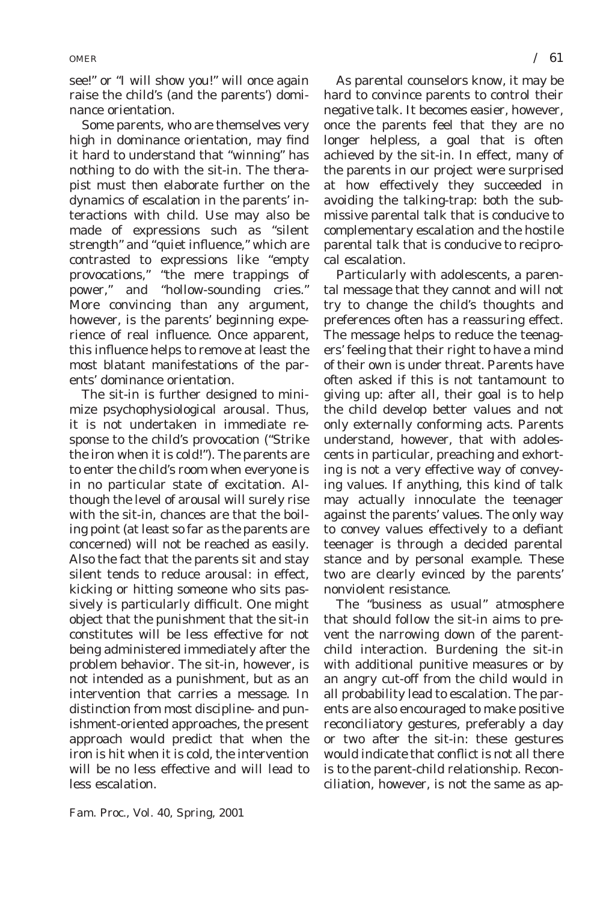see!" or "I will show you!" will once again raise the child's (and the parents') dominance orientation.

Some parents, who are themselves very high in dominance orientation, may find it hard to understand that "winning" has nothing to do with the sit-in. The therapist must then elaborate further on the dynamics of escalation in the parents' interactions with child. Use may also be made of expressions such as "silent strength" and "quiet influence," which are contrasted to expressions like "empty provocations," "the mere trappings of power," and "hollow-sounding cries." More convincing than any argument, however, is the parents' beginning experience of real influence. Once apparent, this influence helps to remove at least the most blatant manifestations of the parents' dominance orientation.

The sit-in is further designed to minimize psychophysiological arousal. Thus, it is not undertaken in immediate response to the child's provocation ("Strike the iron when it is cold!"). The parents are to enter the child's room when everyone is in no particular state of excitation. Although the level of arousal will surely rise with the sit-in, chances are that the boiling point (at least so far as the parents are concerned) will not be reached as easily. Also the fact that the parents sit and stay silent tends to reduce arousal: in effect, kicking or hitting someone who sits passively is particularly difficult. One might object that the punishment that the sit-in constitutes will be less effective for not being administered immediately after the problem behavior. The sit-in, however, is not intended as a punishment, but as an intervention that carries a message. In distinction from most discipline- and punishment-oriented approaches, the present approach would predict that when the iron is hit when it is cold, the intervention will be no less effective and will lead to less escalation.

As parental counselors know, it may be hard to convince parents to control their negative talk. It becomes easier, however, once the parents feel that they are no longer helpless, a goal that is often achieved by the sit-in. In effect, many of the parents in our project were surprised at how effectively they succeeded in avoiding the talking-trap: both the submissive parental talk that is conducive to complementary escalation and the hostile parental talk that is conducive to reciprocal escalation.

Particularly with adolescents, a parental message that they cannot and will not try to change the child's thoughts and preferences often has a reassuring effect. The message helps to reduce the teenagers' feeling that their right to have a mind of their own is under threat. Parents have often asked if this is not tantamount to giving up: after all, their goal is to help the child develop better values and not only externally conforming acts. Parents understand, however, that with adolescents in particular, preaching and exhorting is not a very effective way of conveying values. If anything, this kind of talk may actually innoculate the teenager against the parents' values. The only way to convey values effectively to a defiant teenager is through a decided parental stance and by personal example. These two are clearly evinced by the parents' nonviolent resistance.

The "business as usual" atmosphere that should follow the sit-in aims to prevent the narrowing down of the parent-child interaction. Burdening the sit-in with additional punitive measures or by an angry cut-off from the child would in all probability lead to escalation. The parents are also encouraged to make positive reconciliatory gestures, preferably a day or two after the sit-in: these gestures would indicate that conflict is not all there is to the parent-child relationship. Reconciliation, however, is not the same as ap-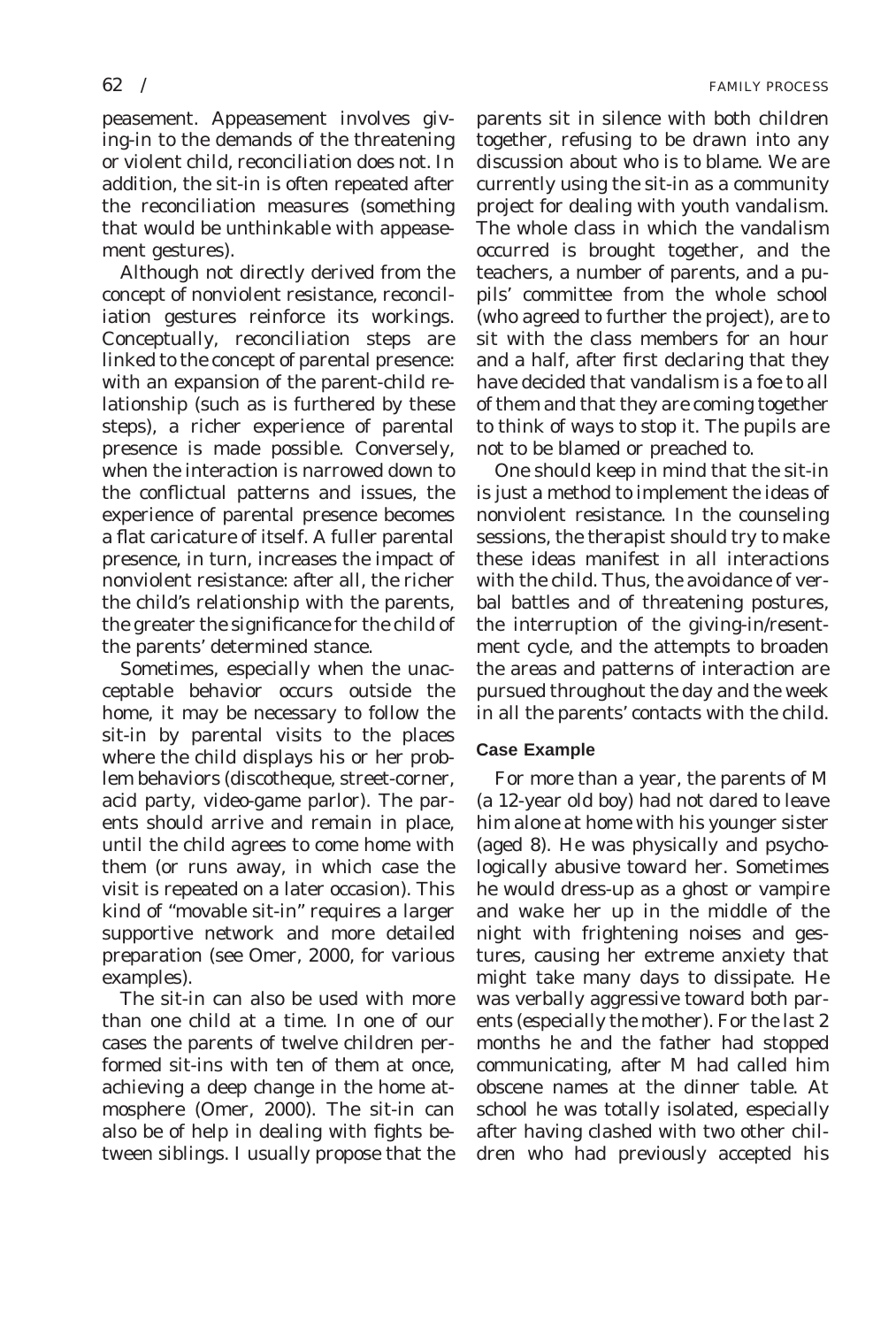peasement. Appeasement involves giving-in to the demands of the threatening or violent child, reconciliation does not. In addition, the sit-in is often repeated after the reconciliation measures (something that would be unthinkable with appeasement gestures).

Although not directly derived from the concept of nonviolent resistance, reconciliation gestures reinforce its workings. Conceptually, reconciliation steps are linked to the concept of parental presence: with an expansion of the parent-child relationship (such as is furthered by these steps), a richer experience of parental presence is made possible. Conversely, when the interaction is narrowed down to the conflictual patterns and issues, the experience of parental presence becomes a flat caricature of itself. A fuller parental presence, in turn, increases the impact of nonviolent resistance: after all, the richer the child's relationship with the parents, the greater the significance for the child of the parents' determined stance.

Sometimes, especially when the unacceptable behavior occurs outside the home, it may be necessary to follow the sit-in by parental visits to the places where the child displays his or her problem behaviors (discotheque, street-corner, acid party, video-game parlor). The parents should arrive and remain in place, until the child agrees to come home with them (or runs away, in which case the visit is repeated on a later occasion). This kind of "movable sit-in" requires a larger supportive network and more detailed preparation (see Omer, 2000, for various examples).

The sit-in can also be used with more than one child at a time. In one of our cases the parents of twelve children performed sit-ins with ten of them at once, achieving a deep change in the home atmosphere (Omer, 2000). The sit-in can also be of help in dealing with fights between siblings. I usually propose that the parents sit in silence with both children together, refusing to be drawn into any discussion about who is to blame. We are currently using the sit-in as a community project for dealing with youth vandalism. The whole class in which the vandalism occurred is brought together, and the teachers, a number of parents, and a pupils' committee from the whole school (who agreed to further the project), are to sit with the class members for an hour and a half, after first declaring that they have decided that vandalism is a foe to all of them and that they are coming together to think of ways to stop it. The pupils are not to be blamed or preached to.

One should keep in mind that the sit-in is just a method to implement the ideas of nonviolent resistance. In the counseling sessions, the therapist should try to make these ideas manifest in all interactions with the child. Thus, the avoidance of verbal battles and of threatening postures, the interruption of the giving-in/resentment cycle, and the attempts to broaden the areas and patterns of interaction are pursued throughout the day and the week in all the parents' contacts with the child.

### Case Example

For more than a year, the parents of M (a 12-year old boy) had not dared to leave him alone at home with his younger sister (aged 8). He was physically and psychologically abusive toward her. Sometimes he would dress-up as a ghost or vampire and wake her up in the middle of the night with frightening noises and gestures, causing her extreme anxiety that might take many days to dissipate. He was verbally aggressive toward both parents (especially the mother). For the last 2 months he and the father had stopped communicating, after M had called him obscene names at the dinner table. At school he was totally isolated, especially after having clashed with two other children who had previously accepted his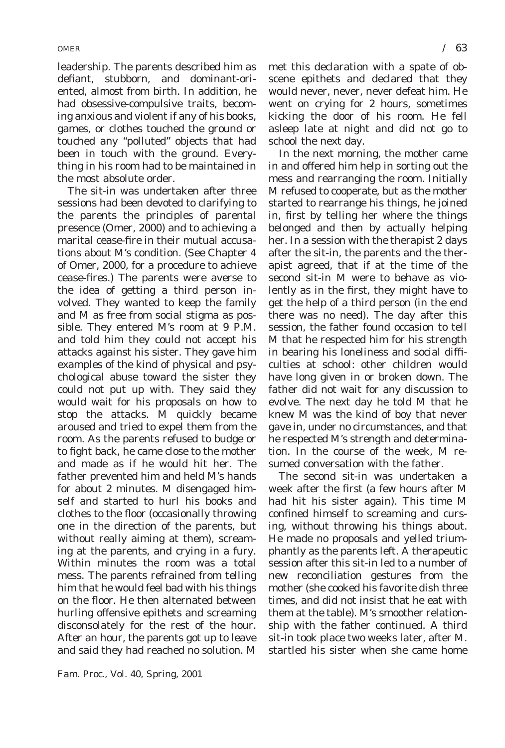leadership. The parents described him as defiant, stubborn, and dominant-oriented, almost from birth. In addition, he had obsessive-compulsive traits, becoming anxious and violent if any of his books, games, or clothes touched the ground or touched any "polluted" objects that had been in touch with the ground. Everything in his room had to be maintained in the most absolute order.

The sit-in was undertaken after three sessions had been devoted to clarifying to the parents the principles of parental presence (Omer, 2000) and to achieving a marital cease-fire in their mutual accusations about M's condition. (See Chapter 4 of Omer, 2000, for a procedure to achieve cease-fires.) The parents were averse to the idea of getting a third person involved. They wanted to keep the family and M as free from social stigma as possible. They entered M's room at 9 P.M. and told him they could not accept his attacks against his sister. They gave him examples of the kind of physical and psychological abuse toward the sister they could not put up with. They said they would wait for his proposals on how to stop the attacks. M quickly became aroused and tried to expel them from the room. As the parents refused to budge or to fight back, he came close to the mother and made as if he would hit her. The father prevented him and held M's hands for about 2 minutes. M disengaged himself and started to hurl his books and clothes to the floor (occasionally throwing one in the direction of the parents, but without really aiming at them), screaming at the parents, and crying in a fury. Within minutes the room was a total mess. The parents refrained from telling him that he would feel bad with his things on the floor. He then alternated between hurling offensive epithets and screaming disconsolately for the rest of the hour. After an hour, the parents got up to leave and said they had reached no solution. M met this declaration with a spate of obscene epithets and declared that they would never, never, never defeat him. He went on crying for 2 hours, sometimes kicking the door of his room. He fell asleep late at night and did not go to school the next day.

In the next morning, the mother came in and offered him help in sorting out the mess and rearranging the room. Initially M refused to cooperate, but as the mother started to rearrange his things, he joined in, first by telling her where the things belonged and then by actually helping her. In a session with the therapist 2 days after the sit-in, the parents and the therapist agreed, that if at the time of the second sit-in M were to behave as violently as in the first, they might have to get the help of a third person (in the end there was no need). The day after this session, the father found occasion to tell M that he respected him for his strength in bearing his loneliness and social difficulties at school: other children would have long given in or broken down. The father did not wait for any discussion to evolve. The next day he told M that he knew M was the kind of boy that never gave in, under no circumstances, and that he respected M's strength and determination. In the course of the week, M resumed conversation with the father.

The second sit-in was undertaken a week after the first (a few hours after M had hit his sister again). This time M confined himself to screaming and cursing, without throwing his things about. He made no proposals and yelled triumphantly as the parents left. A therapeutic session after this sit-in led to a number of new reconciliation gestures from the mother (she cooked his favorite dish three times, and did not insist that he eat with them at the table). M's smoother relationship with the father continued. A third sit-in took place two weeks later, after M. startled his sister when she came home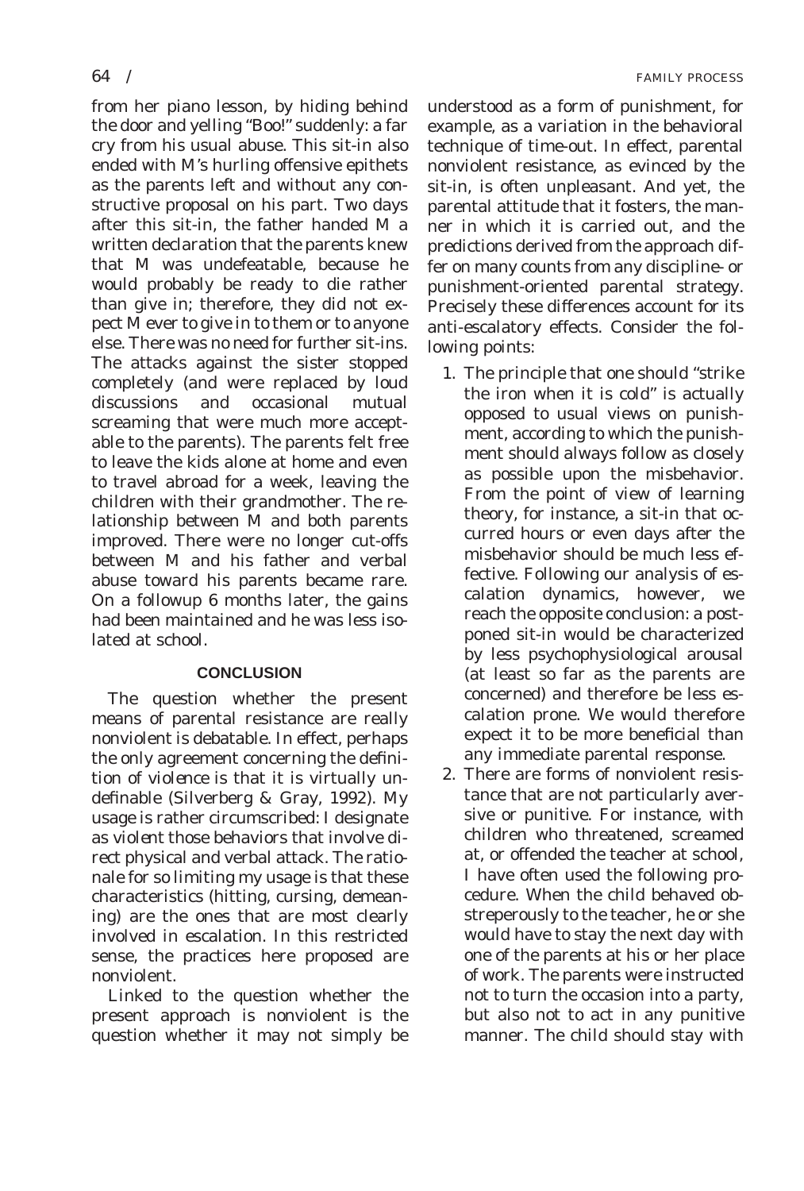from her piano lesson, by hiding behind the door and yelling "Boo!" suddenly: a far cry from his usual abuse. This sit-in also ended with M's hurling offensive epithets as the parents left and without any constructive proposal on his part. Two days after this sit-in, the father handed M a written declaration that the parents knew that M was undefeatable, because he would probably be ready to die rather than give in; therefore, they did not expect M ever to give in to them or to anyone else. There was no need for further sit-ins. The attacks against the sister stopped completely (and were replaced by loud discussions and occasional mutual screaming that were much more acceptable to the parents). The parents felt free to leave the kids alone at home and even to travel abroad for a week, leaving the children with their grandmother. The relationship between M and both parents improved. There were no longer cut-offs between M and his father and verbal abuse toward his parents became rare. On a followup 6 months later, the gains had been maintained and he was less isolated at school.

## CONCLUSION

The question whether the present means of parental resistance are really nonviolent is debatable. In effect, perhaps the only agreement concerning the definition of *violence* is that it is virtually undefinable (Silverberg & Gray, 1992). My usage is rather circumscribed: I designate as *violent* those behaviors that involve direct physical and verbal attack. The rationale for so limiting my usage is that these characteristics (hitting, cursing, demeaning) are the ones that are most clearly involved in escalation. In this restricted sense, the practices here proposed are nonviolent.

Linked to the question whether the present approach is nonviolent is the question whether it may not simply be understood as a form of punishment, for example, as a variation in the behavioral technique of time-out. In effect, parental nonviolent resistance, as evinced by the sit-in, is often unpleasant. And yet, the parental attitude that it fosters, the manner in which it is carried out, and the predictions derived from the approach differ on many counts from any discipline- or punishment-oriented parental strategy. Precisely these differences account for its anti-escalatory effects. Consider the following points:

1. The principle that one should "strike the iron when it is cold" is actually opposed to usual views on punishment, according to which the punishment should always follow as closely as possible upon the misbehavior. From the point of view of learning theory, for instance, a sit-in that occurred hours or even days after the misbehavior should be much less effective. Following our analysis of escalation dynamics, however, we reach the opposite conclusion: a postponed sit-in would be characterized by less psychophysiological arousal (at least so far as the parents are concerned) and therefore be less escalation prone. We would therefore expect it to be more beneficial than any immediate parental response.
2. There are forms of nonviolent resistance that are not particularly aversive or punitive. For instance, with children who threatened, screamed at, or offended the teacher at school, I have often used the following procedure. When the child behaved obstreperously to the teacher, he or she would have to stay the next day with one of the parents at his or her place of work. The parents were instructed not to turn the occasion into a party, but also not to act in any punitive manner. The child should stay with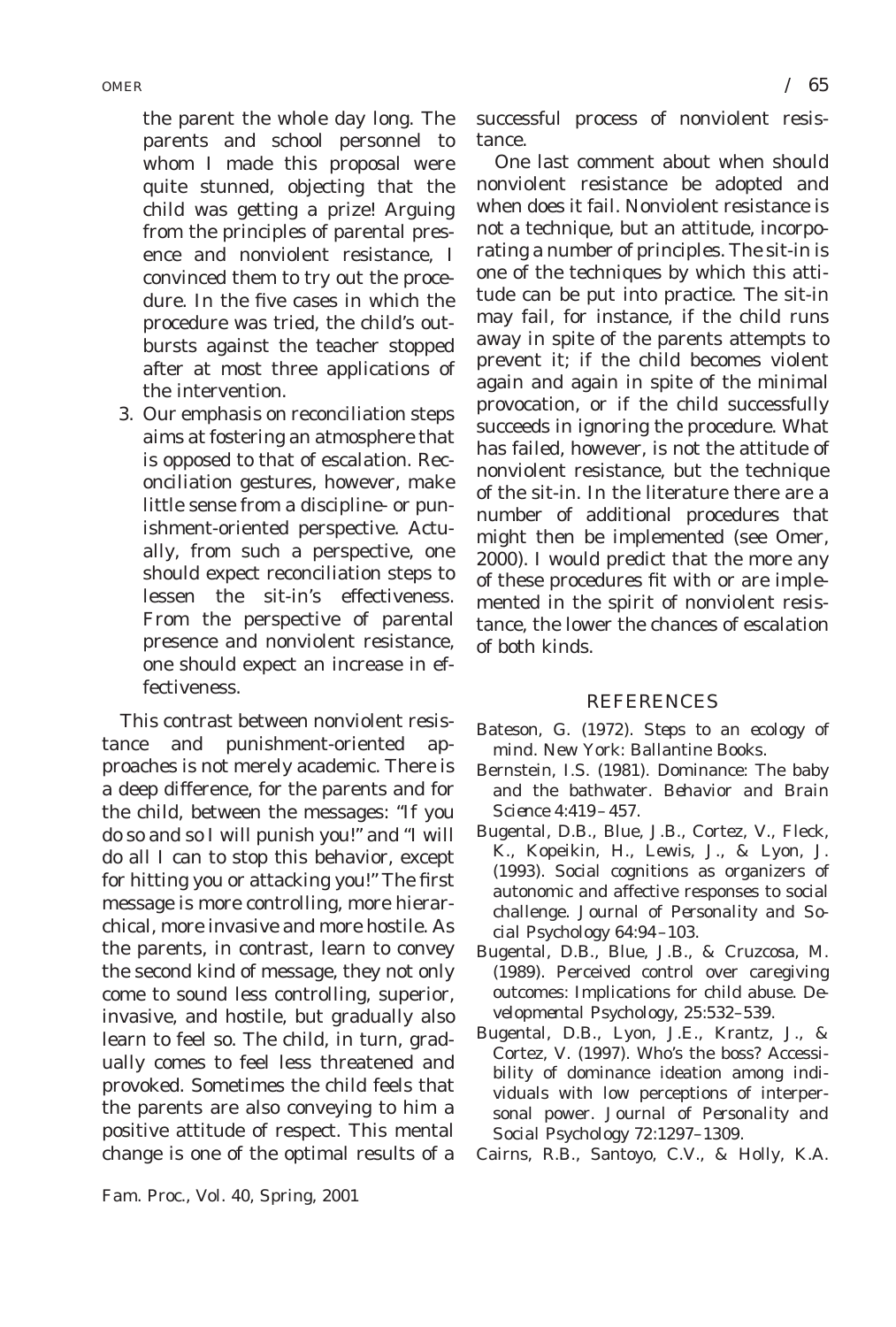the parent the whole day long. The parents and school personnel to whom I made this proposal were quite stunned, objecting that the child was getting a prize! Arguing from the principles of parental presence and nonviolent resistance, I convinced them to try out the procedure. In the five cases in which the procedure was tried, the child's outbursts against the teacher stopped after at most three applications of the intervention.

3. Our emphasis on reconciliation steps aims at fostering an atmosphere that is opposed to that of escalation. Reconciliation gestures, however, make little sense from a discipline- or punishment-oriented perspective. Actually, from such a perspective, one should expect reconciliation steps to lessen the sit-in's effectiveness. From the perspective of parental presence and nonviolent resistance, one should expect an increase in effectiveness.

This contrast between nonviolent resistance and punishment-oriented approaches is not merely academic. There is a deep difference, for the parents and for the child, between the messages: "If you do so and so I will punish you!" and "I will do all I can to stop this behavior, except for hitting you or attacking you!" The first message is more controlling, more hierarchical, more invasive and more hostile. As the parents, in contrast, learn to convey the second kind of message, they not only come to sound less controlling, superior, invasive, and hostile, but gradually also learn to feel so. The child, in turn, gradually comes to feel less threatened and provoked. Sometimes the child feels that the parents are also conveying to him a positive attitude of respect. This mental change is one of the optimal results of a successful process of nonviolent resistance.

One last comment about when should nonviolent resistance be adopted and when does it fail. Nonviolent resistance is not a technique, but an attitude, incorporating a number of principles. The sit-in is one of the techniques by which this attitude can be put into practice. The sit-in may fail, for instance, if the child runs away in spite of the parents attempts to prevent it; if the child becomes violent again and again in spite of the minimal provocation, or if the child successfully succeeds in ignoring the procedure. What has failed, however, is not the attitude of nonviolent resistance, but the technique of the sit-in. In the literature there are a number of additional procedures that might then be implemented (see Omer, 2000). I would predict that the more any of these procedures fit with or are implemented in the spirit of nonviolent resistance, the lower the chances of escalation of both kinds.

## REFERENCES

Bateson, G. (1972). *Steps to an ecology of mind.* New York: Ballantine Books.

Bernstein, I.S. (1981). Dominance: The baby and the bathwater. *Behavior and Brain Science* 4:419–457.

Bugental, D.B., Blue, J.B., Cortez, V., Fleck, K., Kopeikin, H., Lewis, J., & Lyon, J. (1993). Social cognitions as organizers of autonomic and affective responses to social challenge. *Journal of Personality and Social Psychology* 64:94–103.

Bugental, D.B., Blue, J.B., & Cruzcosa, M. (1989). Perceived control over caregiving outcomes: Implications for child abuse. *Developmental Psychology*, 25:532–539.

Bugental, D.B., Lyon, J.E., Krantz, J., & Cortez, V. (1997). Who's the boss? Accessibility of dominance ideation among individuals with low perceptions of interpersonal power. *Journal of Personality and Social Psychology* 72:1297–1309.

Cairns, R.B., Santoyo, C.V., & Holly, K.A.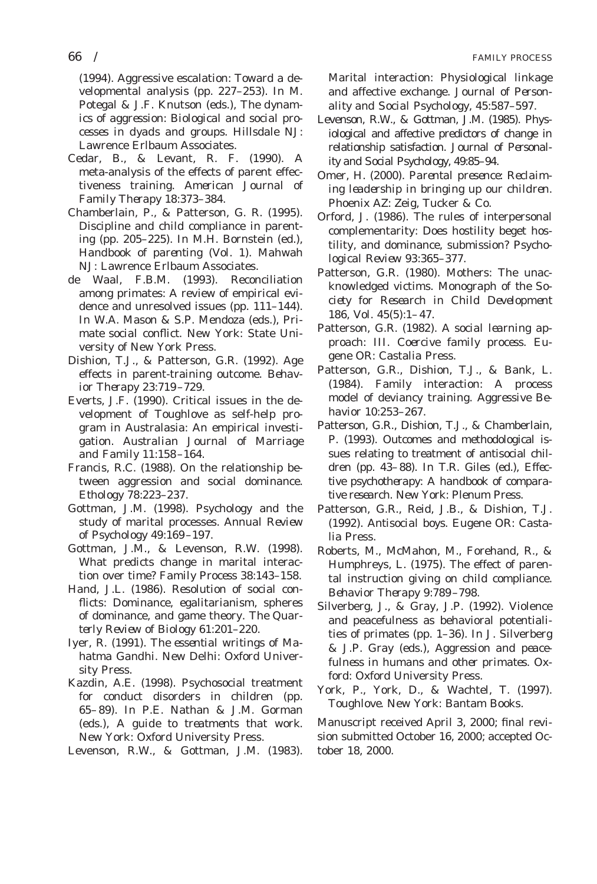(1994). Aggressive escalation: Toward a developmental analysis (pp. 227–253). In M. Potegal & J.F. Knutson (eds.), *The dynamics of aggression: Biological and social processes in dyads and groups*. Hillsdale NJ: Lawrence Erlbaum Associates.

Cedar, B., & Levant, R. F. (1990). A meta-analysis of the effects of parent effectiveness training. *American Journal of Family Therapy* 18:373–384.

Chamberlain, P., & Patterson, G. R. (1995). Discipline and child compliance in parenting (pp. 205–225). In M.H. Bornstein (ed.), *Handbook of parenting* (Vol. 1). Mahwah NJ: Lawrence Erlbaum Associates.

de Waal, F.B.M. (1993). Reconciliation among primates: A review of empirical evidence and unresolved issues (pp. 111–144). In W.A. Mason & S.P. Mendoza (eds.), *Primate social conflict*. New York: State University of New York Press.

Dishion, T.J., & Patterson, G.R. (1992). Age effects in parent-training outcome. *Behavior Therapy* 23:719–729.

Everts, J.F. (1990). Critical issues in the development of Toughlove as self-help program in Australasia: An empirical investigation. *Australian Journal of Marriage and Family* 11:158–164.

Francis, R.C. (1988). On the relationship between aggression and social dominance. *Ethology* 78:223–237.

Gottman, J.M. (1998). Psychology and the study of marital processes. *Annual Review of Psychology* 49:169–197.

Gottman, J.M., & Levenson, R.W. (1998). What predicts change in marital interaction over time? *Family Process* 38:143–158.

Hand, J.L. (1986). Resolution of social conflicts: Dominance, egalitarianism, spheres of dominance, and game theory. *The Quarterly Review of Biology* 61:201–220.

Iyer, R. (1991). *The essential writings of Mahatma Gandhi*. New Delhi: Oxford University Press.

Kazdin, A.E. (1998). Psychosocial treatment for conduct disorders in children (pp. 65–89). In P.E. Nathan & J.M. Gorman (eds.), *A guide to treatments that work*. New York: Oxford University Press.

Levenson, R.W., & Gottman, J.M. (1983). Marital interaction: Physiological linkage and affective exchange. *Journal of Personality and Social Psychology*, 45:587–597.

Levenson, R.W., & Gottman, J.M. (1985). Physiological and affective predictors of change in relationship satisfaction. *Journal of Personality and Social Psychology*, 49:85–94.

Omer, H. (2000). *Parental presence: Reclaiming leadership in bringing up our children*. Phoenix AZ: Zeig, Tucker & Co.

Orford, J. (1986). The rules of interpersonal complementarity: Does hostility beget hostility, and dominance, submission? *Psychological Review* 93:365–377.

Patterson, G.R. (1980). Mothers: The unacknowledged victims. *Monograph of the Society for Research in Child Development* 186, Vol. 45(5):1–47.

Patterson, G.R. (1982). *A social learning approach: III. Coercive family process*. Eugene OR: Castalia Press.

Patterson, G.R., Dishion, T.J., & Bank, L. (1984). Family interaction: A process model of deviancy training. *Aggressive Behavior* 10:253–267.

Patterson, G.R., Dishion, T.J., & Chamberlain, P. (1993). Outcomes and methodological issues relating to treatment of antisocial children (pp. 43–88). In T.R. Giles (ed.), *Effective psychotherapy: A handbook of comparative research*. New York: Plenum Press.

Patterson, G.R., Reid, J.B., & Dishion, T.J. (1992). *Antisocial boys*. Eugene OR: Castalia Press.

Roberts, M., McMahon, M., Forehand, R., & Humphreys, L. (1975). The effect of parental instruction giving on child compliance. *Behavior Therapy* 9:789–798.

Silverberg, J., & Gray, J.P. (1992). Violence and peacefulness as behavioral potentialities of primates (pp. 1–36). In J. Silverberg & J.P. Gray (eds.), *Aggression and peacefulness in humans and other primates*. Oxford: Oxford University Press.

York, P., York, D., & Wachtel, T. (1997). *Toughlove*. New York: Bantam Books.

Manuscript received April 3, 2000; final revision submitted October 16, 2000; accepted October 18, 2000.